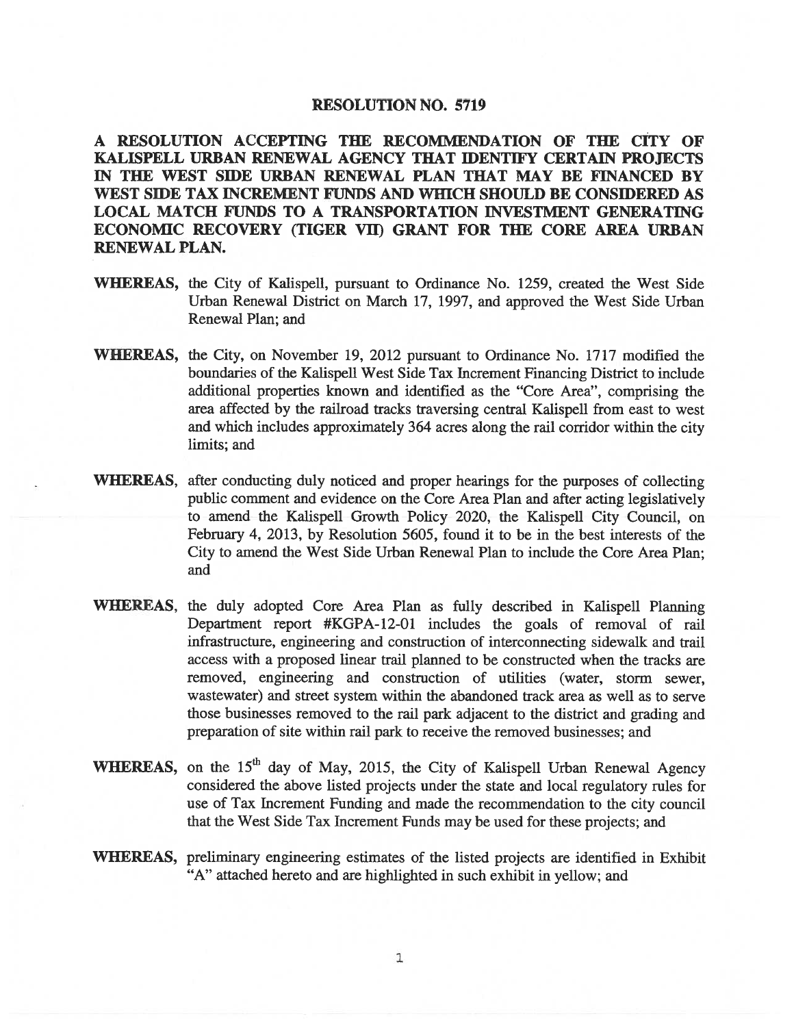# RESOLUTION NO. 5719

**A RESOLUTION ACCEPTING THE RECOMMENDATION OF THE CITY OF KALISPELL URBAN RENEWAL AGENCY THAT IDENTIFY CERTAIN PROJECTS IN THE WEST SIDE URBAN RENEWAL PLAN THAT MAY BE FINANCED BY WEST SIDE TAX INCREMENT FUNDS AND WHICH SHOULD BE CONSIDERED AS LOCAL MATCH FUNDS TO A TRANSPORTATION INVESTMENT GENERATING ECONOMIC RECOVERY (TIGER VII) GRANT FOR THE CORE AREA URBAN RENEWAL PLAN.**

**WHEREAS,** the City of Kalispell, pursuant to Ordinance No. 1259, created the West Side Urban Renewal District on March 17, 1997, and approved the West Side Urban Renewal Plan; and

**WHEREAS,** the City, on November 19, 2012 pursuant to Ordinance No. 1717 modified the boundaries of the Kalispell West Side Tax Increment Financing District to include additional properties known and identified as the "Core Area", comprising the area affected by the railroad tracks traversing central Kalispell from east to west and which includes approximately 364 acres along the rail corridor within the city limits; and

**WHEREAS,** after conducting duly noticed and proper hearings for the purposes of collecting public comment and evidence on the Core Area Plan and after acting legislatively to amend the Kalispell Growth Policy 2020, the Kalispell City Council, on February 4, 2013, by Resolution 5605, found it to be in the best interests of the City to amend the West Side Urban Renewal Plan to include the Core Area Plan; and

**WHEREAS,** the duly adopted Core Area Plan as fully described in Kalispell Planning Department report #KGPA-12-01 includes the goals of removal of rail infrastructure, engineering and construction of interconnecting sidewalk and trail access with a proposed linear trail planned to be constructed when the tracks are removed, engineering and construction of utilities (water, storm sewer, wastewater) and street system within the abandoned track area as well as to serve those businesses removed to the rail park adjacent to the district and grading and preparation of site within rail park to receive the removed businesses; and

**WHEREAS,** on the 15th day of May, 2015, the City of Kalispell Urban Renewal Agency considered the above listed projects under the state and local regulatory rules for use of Tax Increment Funding and made the recommendation to the city council that the West Side Tax Increment Funds may be used for these projects; and

**WHEREAS,** preliminary engineering estimates of the listed projects are identified in Exhibit "A" attached hereto and are highlighted in such exhibit in yellow; and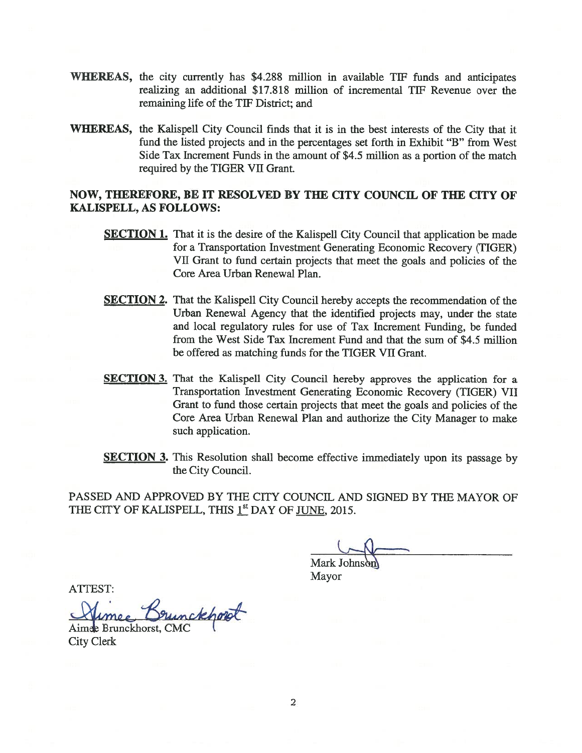**WHEREAS,** the city currently has $4.288 million in available TIF funds and anticipates realizing an additional $17.818 million of incremental TIF Revenue over the remaining life of the TIF District; and

**WHEREAS,** the Kalispell City Council finds that it is in the best interests of the City that it fund the listed projects and in the percentages set forth in Exhibit "B" from West Side Tax Increment Funds in the amount of $4.5 million as a portion of the match required by the TIGER VII Grant.

**NOW, THEREFORE, BE IT RESOLVED BY THE CITY COUNCIL OF THE CITY OF KALISPELL, AS FOLLOWS:**

**SECTION 1.** That it is the desire of the Kalispell City Council that application be made for a Transportation Investment Generating Economic Recovery (TIGER) VII Grant to fund certain projects that meet the goals and policies of the Core Area Urban Renewal Plan.

**SECTION 2.** That the Kalispell City Council hereby accepts the recommendation of the Urban Renewal Agency that the identified projects may, under the state and local regulatory rules for use of Tax Increment Funding, be funded from the West Side Tax Increment Fund and that the sum of $4.5 million be offered as matching funds for the TIGER VII Grant.

**SECTION 3.** That the Kalispell City Council hereby approves the application for a Transportation Investment Generating Economic Recovery (TIGER) VII Grant to fund those certain projects that meet the goals and policies of the Core Area Urban Renewal Plan and authorize the City Manager to make such application.

**SECTION 3.** This Resolution shall become effective immediately upon its passage by the City Council.

PASSED AND APPROVED BY THE CITY COUNCIL AND SIGNED BY THE MAYOR OF THE CITY OF KALISPELL, THIS 1st DAY OF JUNE, 2015.

Mark Johnson
Mayor

ATTEST:

Aimee Brunckhorst, CMC
City Clerk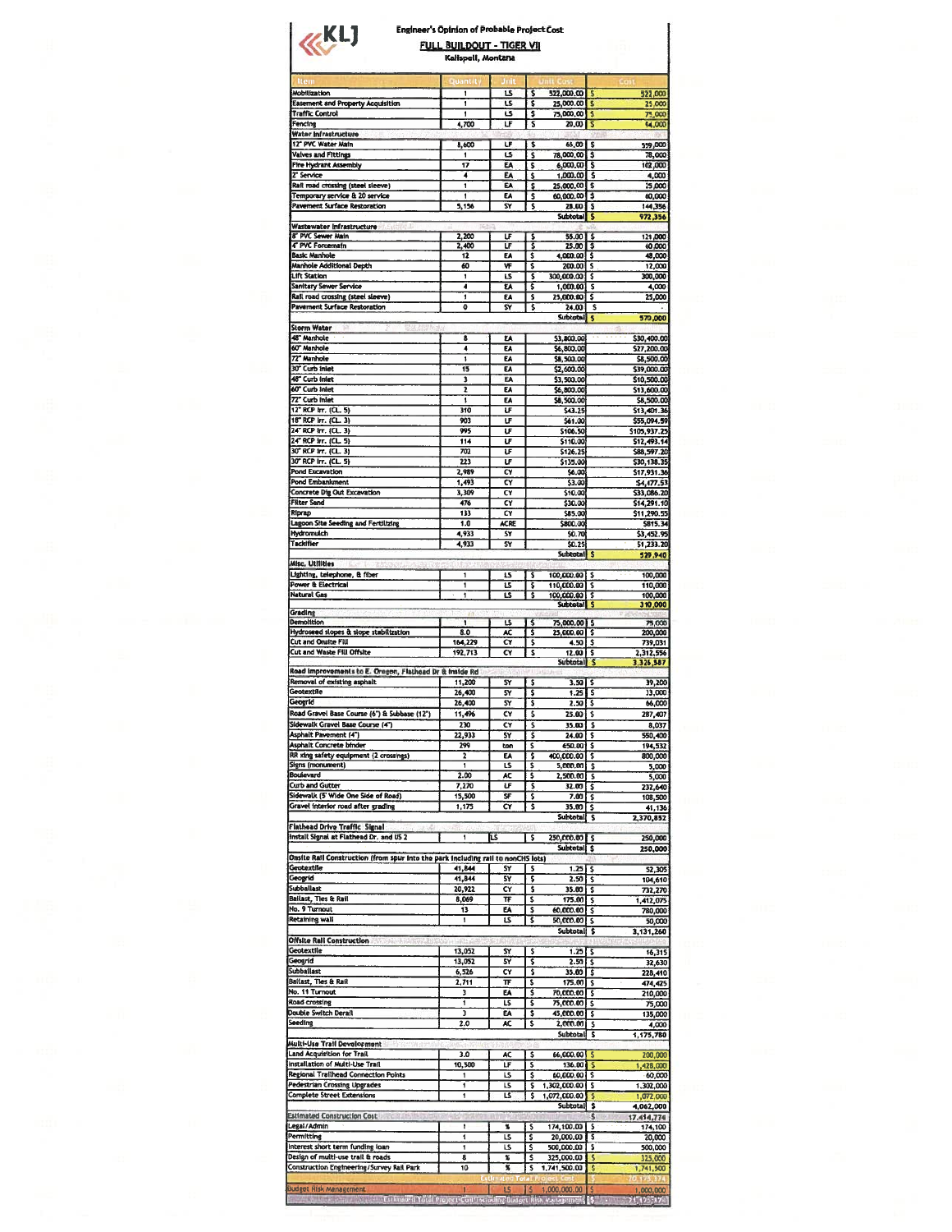KLJ

# Engineer's Opinion of Probable Project Cost

## FULL BUILDOUT - TIGER VII

**Kalispell, Montana**

| Item | Quantity | Unit | Unit Cost | Cost |
|---|---|---|---|---|
| Mobilization | 1 | LS | $ 522,000.00 | $ 522,000 |
| Easement and Property Acquisition | 1 | LS | $ 25,000.00 | $ 25,000 |
| Traffic Control | 1 | LS | $ 75,000.00 | $ 75,000 |
| Fencing | 4,700 | LF | $ 20.00 | $ 94,000 |
| **Water Infrastructure** | | | | |
| 12" PVC Water Main | 8,600 | LF | $ 65.00 | $ 559,000 |
| Valves and Fittings | 1 | LS | $ 78,000.00 | $ 78,000 |
| Fire Hydrant Assembly | 17 | EA | $ 6,000.00 | $ 102,000 |
| 2" Service | 4 | EA | $ 1,000.00 | $ 4,000 |
| Rail road crossing (steel sleeve) | 1 | EA | $ 25,000.00 | $ 25,000 |
| Temporary service & 20 service | 1 | EA | $ 60,000.00 | $ 60,000 |
| Pavement Surface Restoration | 5,156 | SY | $ 28.00 | $ 144,356 |
| | | | Subtotal | $ 972,356 |
| **Wastewater Infrastructure** | | | | |
| 8" PVC Sewer Main | 2,200 | LF | $ 55.00 | $ 121,000 |
| 4" PVC Forcemain | 2,400 | LF | $ 25.00 | $ 60,000 |
| Basic Manhole | 12 | EA | $ 4,000.00 | $ 48,000 |
| Manhole Additional Depth | 60 | VF | $ 200.00 | $ 12,000 |
| Lift Station | 1 | LS | $ 300,000.00 | $ 300,000 |
| Sanitary Sewer Service | 4 | EA | $ 1,000.00 | $ 4,000 |
| Rail road crossing (steel sleeve) | 1 | EA | $ 25,000.00 | $ 25,000 |
| Pavement Surface Restoration | 0 | SY | $ 24.00 | $ - |
| | | | Subtotal | $ 570,000 |
| **Storm Water** | | | | |
| 48" Manhole | 8 | EA | $3,800.00 | $30,400.00 |
| 60" Manhole | 4 | EA | $6,800.00 | $27,200.00 |
| 72" Manhole | 1 | EA | $8,500.00 | $8,500.00 |
| 30" Curb Inlet | 15 | EA | $2,600.00 | $39,000.00 |
| 48" Curb Inlet | 3 | EA | $3,500.00 | $10,500.00 |
| 60" Curb Inlet | 2 | EA | $6,800.00 | $13,600.00 |
| 72" Curb Inlet | 1 | EA | $8,500.00 | $8,500.00 |
| 12" RCP Irr. (CL. 5) | 310 | LF | $43.25 | $13,401.36 |
| 18" RCP Irr. (CL. 3) | 903 | LF | $61.00 | $55,094.59 |
| 24" RCP Irr. (CL. 3) | 995 | LF | $106.50 | $105,937.25 |
| 24" RCP Irr. (CL. 5) | 114 | LF | $110.00 | $12,493.14 |
| 30" RCP Irr. (CL. 3) | 702 | LF | $126.25 | $88,597.20 |
| 30" RCP Irr. (CL. 5) | 223 | LF | $135.00 | $30,138.35 |
| Pond Excavation | 2,989 | CY | $6.00 | $17,931.36 |
| Pond Embankment | 1,493 | CY | $3.00 | $4,477.53 |
| Concrete Dig Out Excavation | 3,309 | CY | $10.00 | $33,086.20 |
| Filter Sand | 476 | CY | $30.00 | $14,291.10 |
| Riprap | 133 | CY | $85.00 | $11,290.55 |
| Lagoon Site Seeding and Fertilizing | 1.0 | ACRE | $800.00 | $815.34 |
| Hydromulch | 4,933 | SY | $0.70 | $3,452.95 |
| Tackifier | 4,933 | SY | $0.25 | $1,233.20 |
| | | | Subtotal | $ 529,940 |
| **Misc. Utilities** | | | | |
| Lighting, telephone, & fiber | 1 | LS | $ 100,000.00 | $ 100,000 |
| Power & Electrical | 1 | LS | $ 110,000.00 | $ 110,000 |
| Natural Gas | 1 | LS | $ 100,000.00 | $ 100,000 |
| | | | Subtotal | $ 310,000 |
| **Grading** | | | | |
| Demolition | 1 | LS | $ 75,000.00 | $ 75,000 |
| Hydroseed slopes & slope stabilization | 8.0 | AC | $ 25,000.00 | $ 200,000 |
| Cut and Onsite Fill | 164,229 | CY | $ 4.50 | $ 739,031 |
| Cut and Waste Fill Offsite | 192,713 | CY | $ 12.00 | $ 2,312,556 |
| | | | Subtotal | $ 3,326,587 |
| **Road Improvements to E. Oregon, Flathead Dr & Inside Rd** | | | | |
| Removal of existing asphalt | 11,200 | SY | $ 3.50 | $ 39,200 |
| Geotextile | 26,400 | SY | $ 1.25 | $ 33,000 |
| Geogrid | 26,400 | SY | $ 2.50 | $ 66,000 |
| Road Gravel Base Course (6") & Subbase (12") | 11,496 | CY | $ 25.00 | $ 287,407 |
| Sidewalk Gravel Base Course (4") | 230 | CY | $ 35.00 | $ 8,037 |
| Asphalt Pavement (4") | 22,933 | SY | $ 24.00 | $ 550,400 |
| Asphalt Concrete binder | 299 | ton | $ 650.00 | $ 194,532 |
| RR xing safety equipment (2 crossings) | 2 | EA | $ 400,000.00 | $ 800,000 |
| Signs (monument) | 1 | LS | $ 5,000.00 | $ 5,000 |
| Boulevard | 2.00 | AC | $ 2,500.00 | $ 5,000 |
| Curb and Gutter | 7,270 | LF | $ 32.00 | $ 232,640 |
| Sidewalk (5' Wide One Side of Road) | 15,500 | SF | $ 7.00 | $ 108,500 |
| Gravel interior road after grading | 1,175 | CY | $ 35.00 | $ 41,136 |
| | | | Subtotal | $ 2,370,852 |
| **Flathead Drive Traffic Signal** | | | | |
| Install Signal at Flathead Dr. and US 2 | 1 | LS | $ 250,000.00 | $ 250,000 |
| | | | Subtotal | $ 250,000 |
| **Onsite Rail Construction (from spur into the park including rail to nonCHS lots)** | | | | |
| Geotextile | 41,844 | SY | $ 1.25 | $ 52,305 |
| Geogrid | 41,844 | SY | $ 2.50 | $ 104,610 |
| Subballast | 20,922 | CY | $ 35.00 | $ 732,270 |
| Ballast, Ties & Rail | 8,069 | TF | $ 175.00 | $ 1,412,075 |
| No. 9 Turnout | 13 | EA | $ 60,000.00 | $ 780,000 |
| Retaining wall | 1 | LS | $ 50,000.00 | $ 50,000 |
| | | | Subtotal | $ 3,131,260 |
| **Offsite Rail Construction** | | | | |
| Geotextile | 13,052 | SY | $ 1.25 | $ 16,315 |
| Geogrid | 13,052 | SY | $ 2.50 | $ 32,630 |
| Subballast | 6,526 | CY | $ 35.00 | $ 228,410 |
| Ballast, Ties & Rail | 2,711 | TF | $ 175.00 | $ 474,425 |
| No. 11 Turnout | 3 | EA | $ 70,000.00 | $ 210,000 |
| Road crossing | 1 | LS | $ 75,000.00 | $ 75,000 |
| Double Switch Derail | 3 | EA | $ 45,000.00 | $ 135,000 |
| Seeding | 2.0 | AC | $ 2,000.00 | $ 4,000 |
| | | | Subtotal | $ 1,175,780 |
| **Multi-Use Trail Development** | | | | |
| Land Acquisition for Trail | 3.0 | AC | $ 66,000.00 | $ 200,000 |
| Installation of Multi-Use Trail | 10,500 | LF | $ 136.00 | $ 1,428,000 |
| Regional Trailhead Connection Points | 1 | LS | $ 60,000.00 | $ 60,000 |
| Pedestrian Crossing Upgrades | 1 | LS | $ 1,302,000.00 | $ 1,302,000 |
| Complete Street Extensions | 1 | LS | $ 1,072,000.00 | $ 1,072,000 |
| | | | Subtotal | $ 4,062,000 |
| **Estimated Construction Cost** | | | | $ 17,414,774 |
| Legal/Admin | 1 | % | $ 174,100.00 | $ 174,100 |
| Permitting | 1 | LS | $ 20,000.00 | $ 20,000 |
| Interest short term funding loan | 1 | LS | $ 500,000.00 | $ 500,000 |
| Design of multi-use trail & roads | 8 | % | $ 325,000.00 | $ 325,000 |
| Construction Engineering/Survey Rail Park | 10 | % | $ 1,741,500.00 | $ 1,741,500 |
| | | | Estimated Total Project Cost | $ 20,175,374 |
| Budget Risk Management | 1 | LS | $ 1,000,000.00 | $ 1,000,000 |
| | | | Estimated Total Project Cost Including Budget Risk Management | $ 21,175,374 |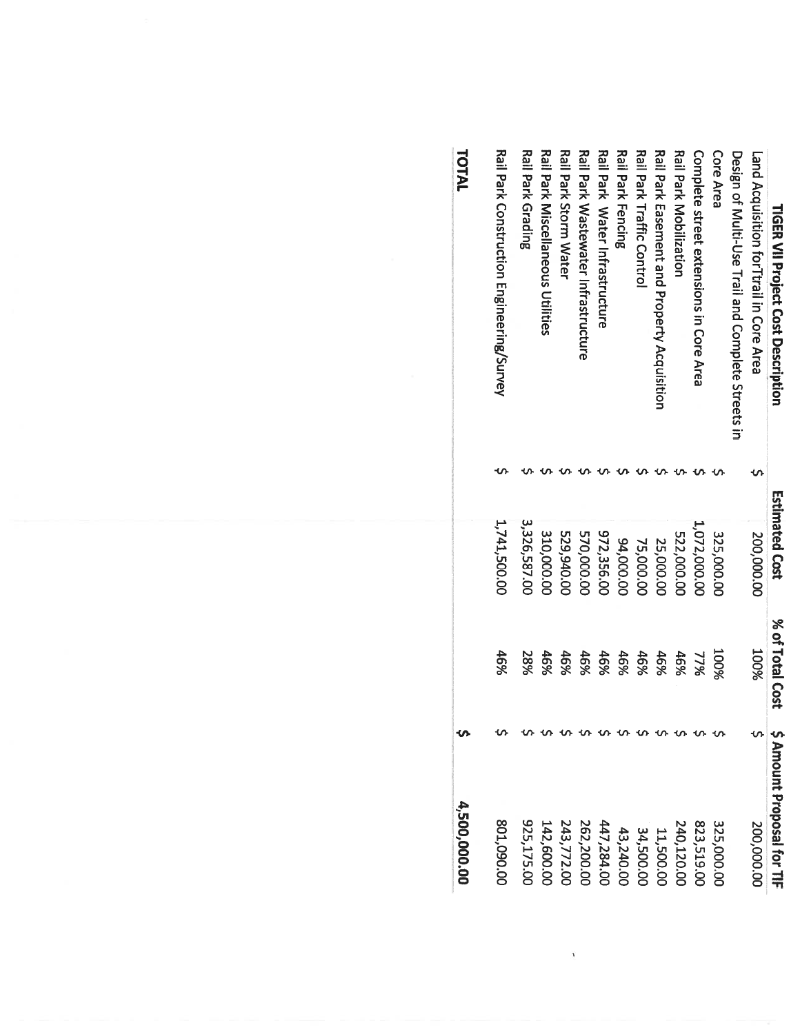| TIGER VII Project Cost Description | Estimated Cost | % of Total Cost | $ Amount Proposal for TIF |
|---|---|---|---|
| Land Acquisition forTrail in Core Area | $ 200,000.00 | 100% | $ 200,000.00 |
| Design of Multi-Use Trail and Complete Streets in Core Area | $ 325,000.00 | 100% | $ 325,000.00 |
| Complete street extensions in Core Area | $ 1,072,000.00 | 77% | $ 823,519.00 |
| Rail Park Mobilization | $ 522,000.00 | 46% | $ 240,120.00 |
| Rail Park Easement and Property Acquisition | $ 25,000.00 | 46% | $ 11,500.00 |
| Rail Park Traffic Control | $ 75,000.00 | 46% | $ 34,500.00 |
| Rail Park Fencing | $ 94,000.00 | 46% | $ 43,240.00 |
| Rail Park Water Infrastructure | $ 972,356.00 | 46% | $ 447,284.00 |
| Rail Park Wastewater Infrastructure | $ 570,000.00 | 46% | $ 262,200.00 |
| Rail Park Storm Water | $ 529,940.00 | 46% | $ 243,772.00 |
| Rail Park Miscellaneous Utilities | $ 310,000.00 | 46% | $ 142,600.00 |
| Rail Park Grading | $ 3,326,587.00 | 28% | $ 925,175.00 |
| Rail Park Construction Engineering/Survey | $ 1,741,500.00 | 46% | $ 801,090.00 |
| **TOTAL** | | | **$ 4,500,000.00** |